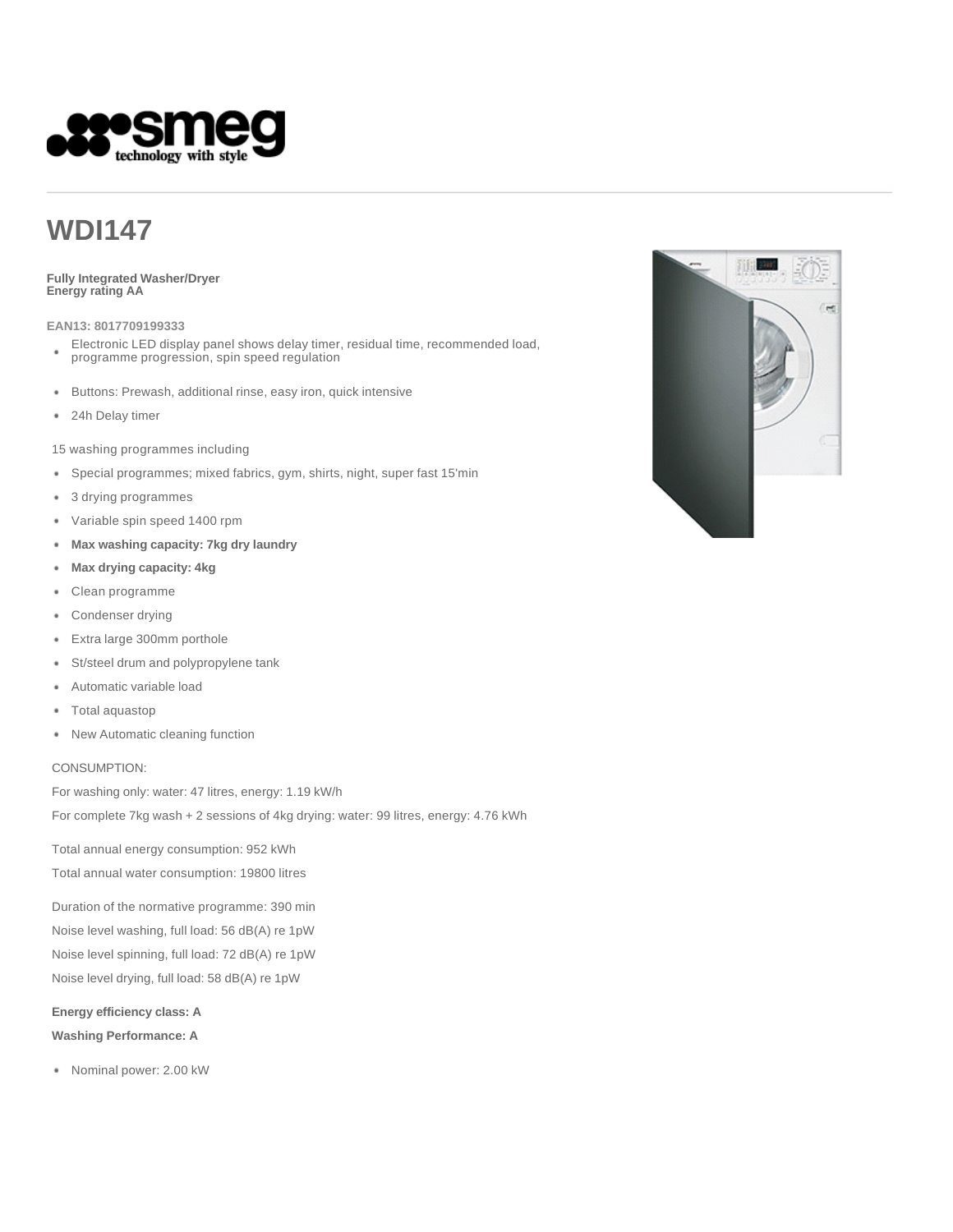# WDI147

**Fully Integrated Washer/Dryer**
**Energy rating AA**

**EAN13: 8017709199333**

- Electronic LED display panel shows delay timer, residual time, recommended load, programme progression, spin speed regulation
- Buttons: Prewash, additional rinse, easy iron, quick intensive
- 24h Delay timer

15 washing programmes including

- Special programmes; mixed fabrics, gym, shirts, night, super fast 15'min
- 3 drying programmes
- Variable spin speed 1400 rpm
- **Max washing capacity: 7kg dry laundry**
- **Max drying capacity: 4kg**
- Clean programme
- Condenser drying
- Extra large 300mm porthole
- St/steel drum and polypropylene tank
- Automatic variable load
- Total aquastop
- New Automatic cleaning function

CONSUMPTION:

For washing only: water: 47 litres, energy: 1.19 kW/h

For complete 7kg wash + 2 sessions of 4kg drying: water: 99 litres, energy: 4.76 kWh

Total annual energy consumption: 952 kWh

Total annual water consumption: 19800 litres

Duration of the normative programme: 390 min

Noise level washing, full load: 56 dB(A) re 1pW

Noise level spinning, full load: 72 dB(A) re 1pW

Noise level drying, full load: 58 dB(A) re 1pW

**Energy efficiency class: A**

**Washing Performance: A**

- Nominal power: 2.00 kW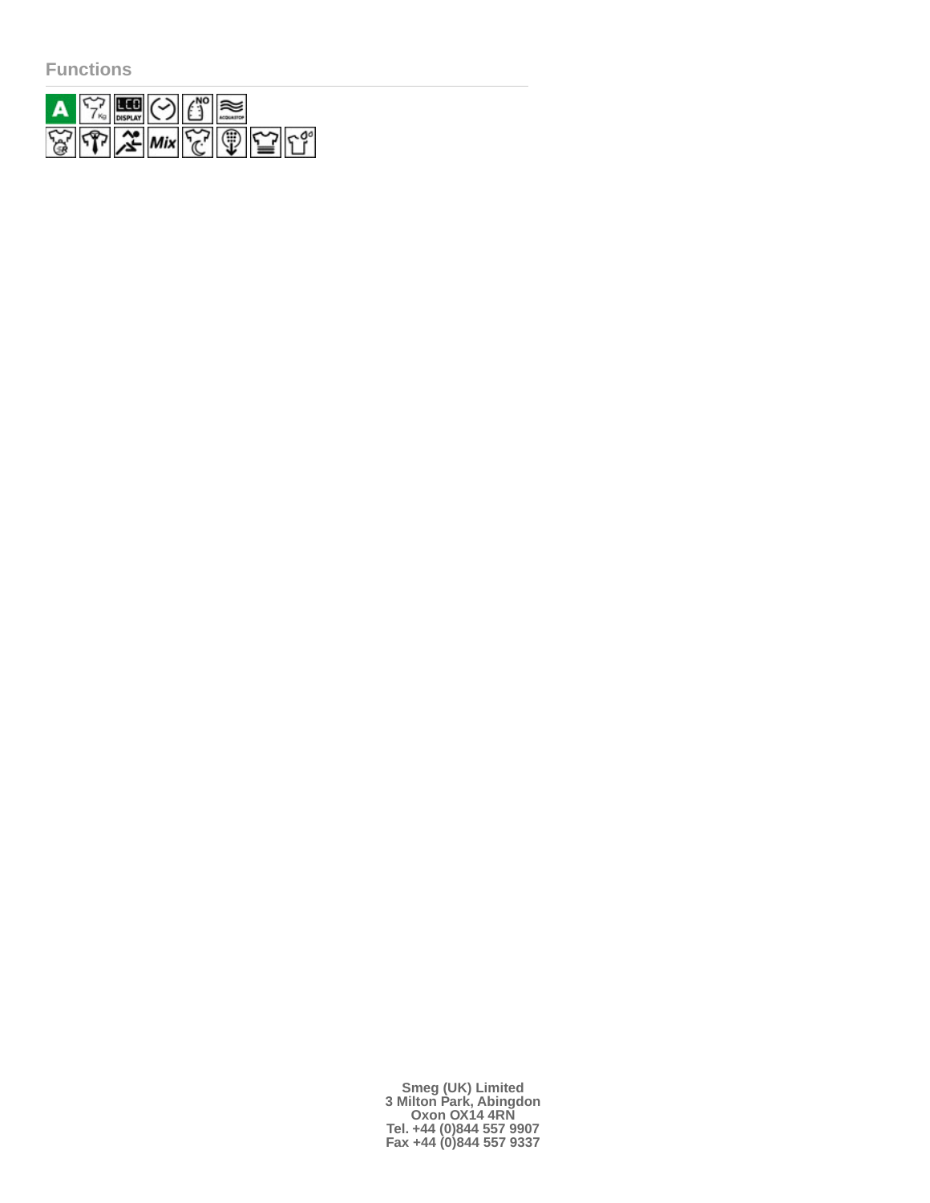## Functions

Smeg (UK) Limited
3 Milton Park, Abingdon
Oxon OX14 4RN
Tel. +44 (0)844 557 9907
Fax +44 (0)844 557 9337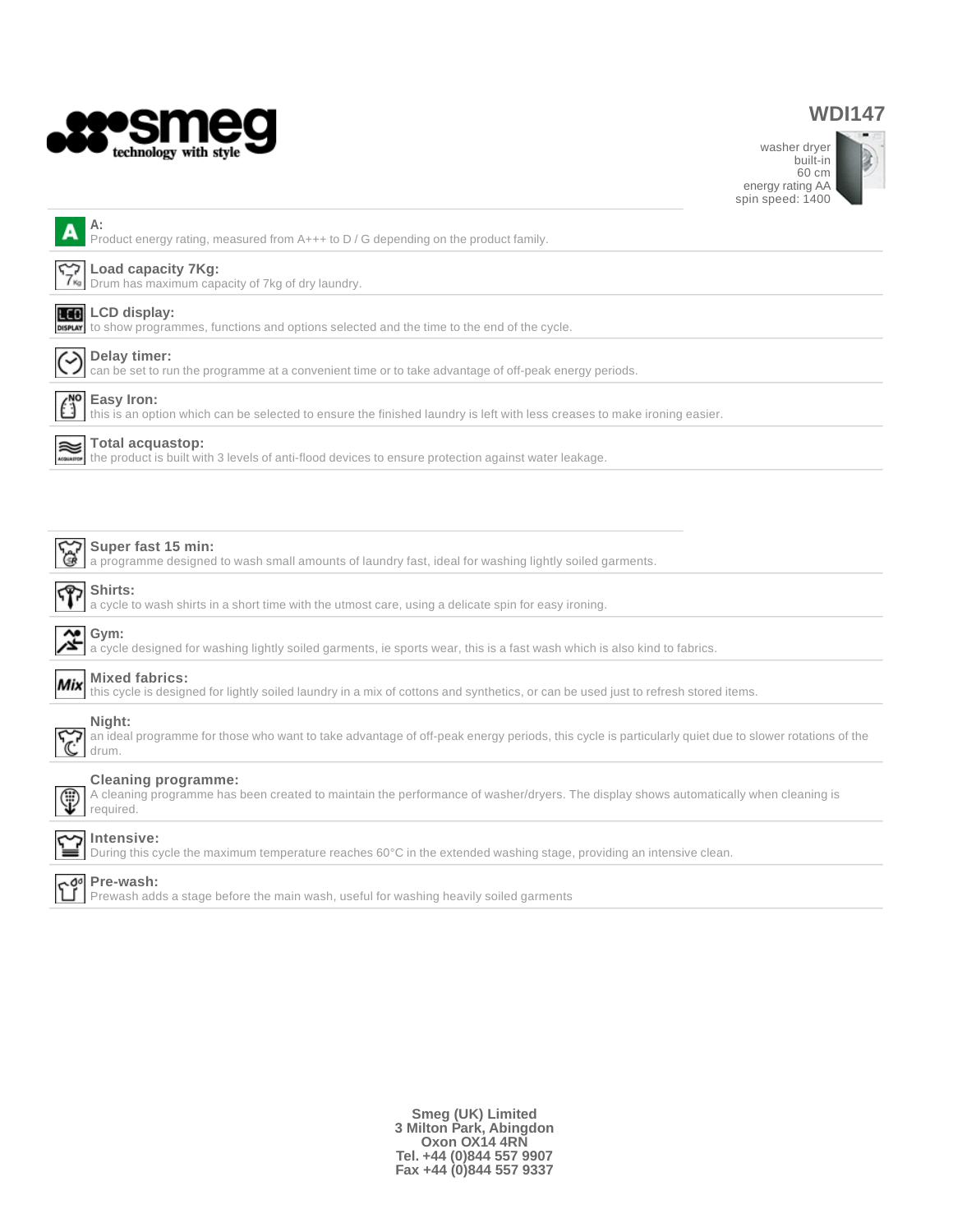# smeg technology with style

## WDI147

washer dryer
built-in
60 cm
energy rating AA
spin speed: 1400

**A:**
Product energy rating, measured from A+++ to D / G depending on the product family.

**Load capacity 7Kg:**
Drum has maximum capacity of 7kg of dry laundry.

**LCD display:**
to show programmes, functions and options selected and the time to the end of the cycle.

**Delay timer:**
can be set to run the programme at a convenient time or to take advantage of off-peak energy periods.

**Easy Iron:**
this is an option which can be selected to ensure the finished laundry is left with less creases to make ironing easier.

**Total acquastop:**
the product is built with 3 levels of anti-flood devices to ensure protection against water leakage.

**Super fast 15 min:**
a programme designed to wash small amounts of laundry fast, ideal for washing lightly soiled garments.

**Shirts:**
a cycle to wash shirts in a short time with the utmost care, using a delicate spin for easy ironing.

**Gym:**
a cycle designed for washing lightly soiled garments, ie sports wear, this is a fast wash which is also kind to fabrics.

**Mixed fabrics:**
this cycle is designed for lightly soiled laundry in a mix of cottons and synthetics, or can be used just to refresh stored items.

**Night:**
an ideal programme for those who want to take advantage of off-peak energy periods, this cycle is particularly quiet due to slower rotations of the drum.

**Cleaning programme:**
A cleaning programme has been created to maintain the performance of washer/dryers. The display shows automatically when cleaning is required.

**Intensive:**
During this cycle the maximum temperature reaches 60°C in the extended washing stage, providing an intensive clean.

**Pre-wash:**
Prewash adds a stage before the main wash, useful for washing heavily soiled garments

**Smeg (UK) Limited**
**3 Milton Park, Abingdon**
**Oxon OX14 4RN**
**Tel. +44 (0)844 557 9907**
**Fax +44 (0)844 557 9337**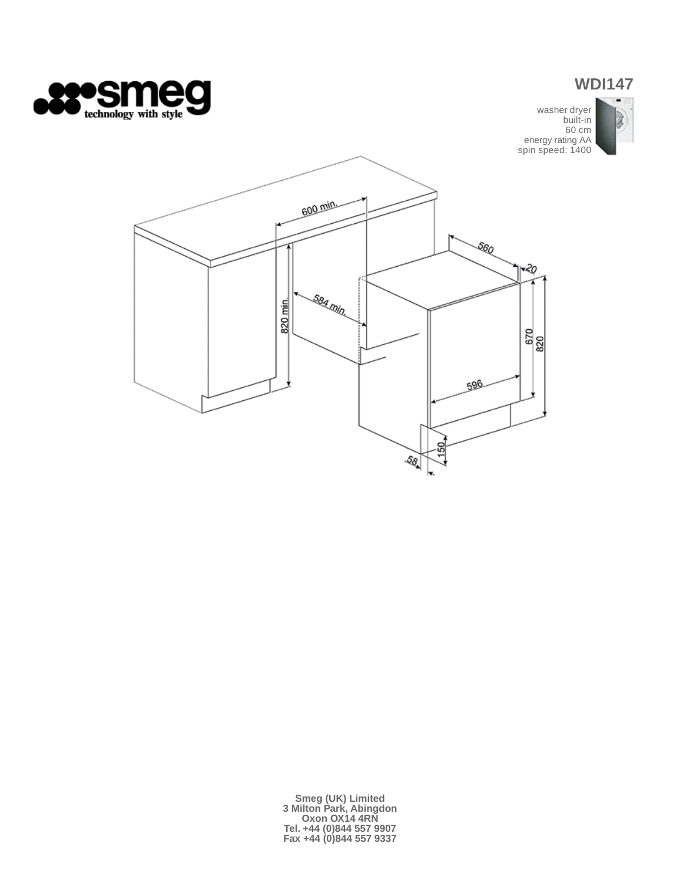# WDI147

washer dryer
built-in
60 cm
energy rating AA
spin speed: 1400

600 min.
560
20
584 min.
820 min.
670
820
596
150
58

**Smeg (UK) Limited**
**3 Milton Park, Abingdon**
**Oxon OX14 4RN**
**Tel. +44 (0)844 557 9907**
**Fax +44 (0)844 557 9337**